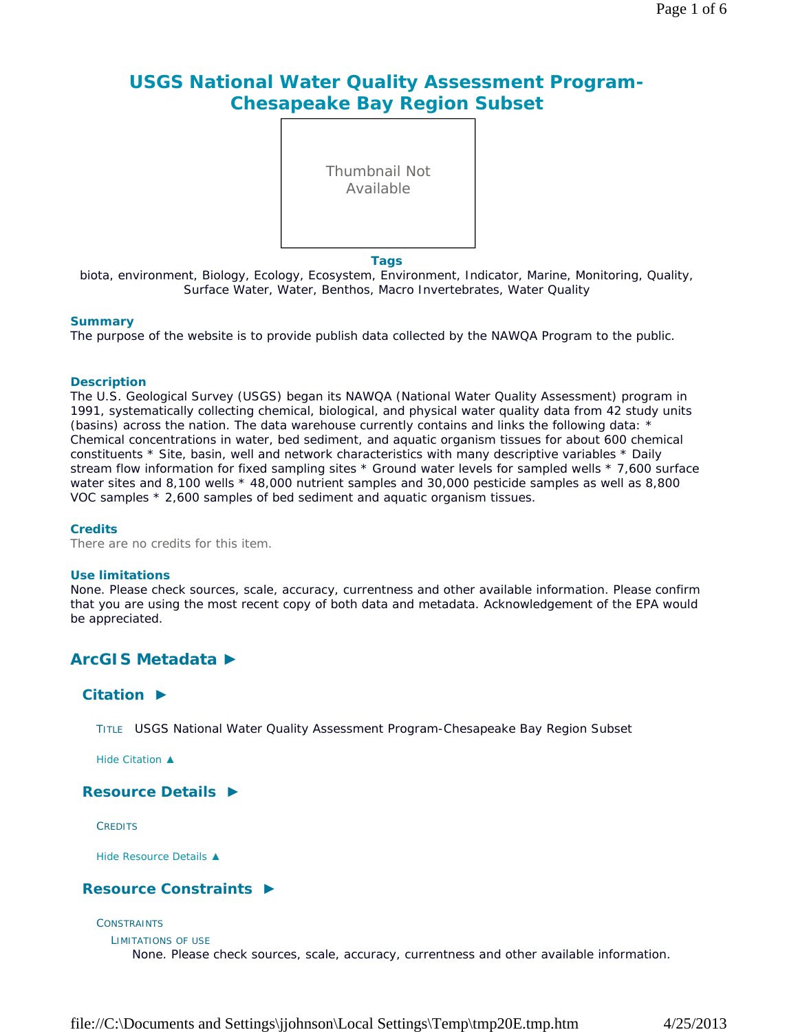# USGS National Water Quality Assessment Program-Chesapeake Bay Region Subset

Thumbnail Not Available

**Tags**

biota, environment, Biology, Ecology, Ecosystem, Environment, Indicator, Marine, Monitoring, Quality, Surface Water, Water, Benthos, Macro Invertebrates, Water Quality

### Summary

The purpose of the website is to provide publish data collected by the NAWQA Program to the public.

### Description

The U.S. Geological Survey (USGS) began its NAWQA (National Water Quality Assessment) program in 1991, systematically collecting chemical, biological, and physical water quality data from 42 study units (basins) across the nation. The data warehouse currently contains and links the following data: * Chemical concentrations in water, bed sediment, and aquatic organism tissues for about 600 chemical constituents * Site, basin, well and network characteristics with many descriptive variables * Daily stream flow information for fixed sampling sites * Ground water levels for sampled wells * 7,600 surface water sites and 8,100 wells * 48,000 nutrient samples and 30,000 pesticide samples as well as 8,800 VOC samples * 2,600 samples of bed sediment and aquatic organism tissues.

### Credits

There are no credits for this item.

### Use limitations

None. Please check sources, scale, accuracy, currentness and other available information. Please confirm that you are using the most recent copy of both data and metadata. Acknowledgement of the EPA would be appreciated.

## ArcGIS Metadata ►

### Citation ►

TITLE USGS National Water Quality Assessment Program-Chesapeake Bay Region Subset

Hide Citation ▲

### Resource Details ►

CREDITS

Hide Resource Details ▲

### Resource Constraints ►

CONSTRAINTS

LIMITATIONS OF USE

None. Please check sources, scale, accuracy, currentness and other available information.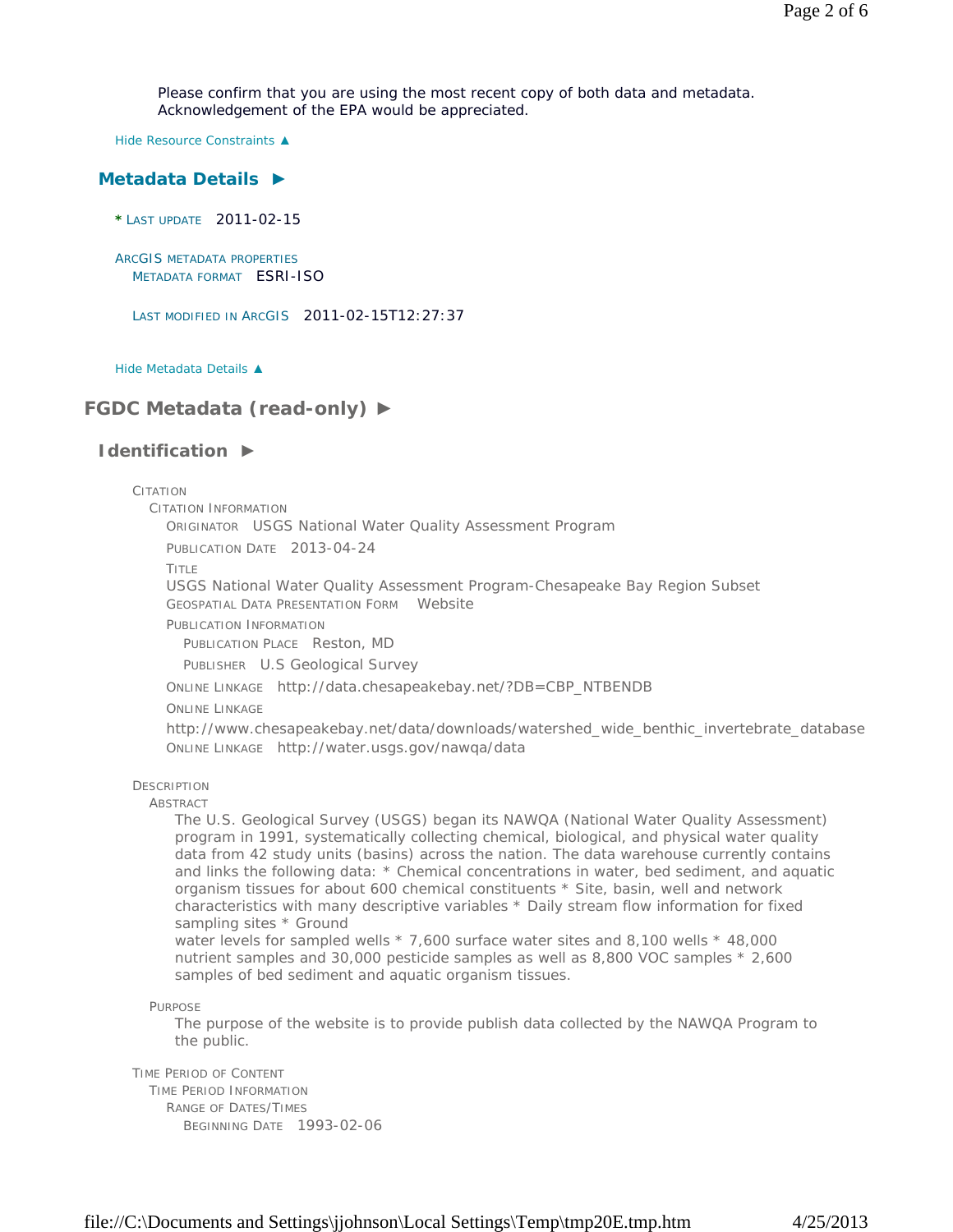Please confirm that you are using the most recent copy of both data and metadata. Acknowledgement of the EPA would be appreciated.

Hide Resource Constraints ▲

## Metadata Details ►

**\*** LAST UPDATE 2011-02-15

ARCGIS METADATA PROPERTIES
METADATA FORMAT ESRI-ISO

LAST MODIFIED IN ARCGIS 2011-02-15T12:27:37

Hide Metadata Details ▲

# FGDC Metadata (read-only) ►

## Identification ►

CITATION
CITATION INFORMATION
ORIGINATOR USGS National Water Quality Assessment Program
PUBLICATION DATE 2013-04-24
TITLE
USGS National Water Quality Assessment Program-Chesapeake Bay Region Subset
GEOSPATIAL DATA PRESENTATION FORM Website
PUBLICATION INFORMATION
PUBLICATION PLACE Reston, MD
PUBLISHER U.S Geological Survey
ONLINE LINKAGE http://data.chesapeakebay.net/?DB=CBP_NTBENDB
ONLINE LINKAGE
http://www.chesapeakebay.net/data/downloads/watershed_wide_benthic_invertebrate_database
ONLINE LINKAGE http://water.usgs.gov/nawqa/data

DESCRIPTION
ABSTRACT
The U.S. Geological Survey (USGS) began its NAWQA (National Water Quality Assessment) program in 1991, systematically collecting chemical, biological, and physical water quality data from 42 study units (basins) across the nation. The data warehouse currently contains and links the following data: * Chemical concentrations in water, bed sediment, and aquatic organism tissues for about 600 chemical constituents * Site, basin, well and network characteristics with many descriptive variables * Daily stream flow information for fixed sampling sites * Ground
water levels for sampled wells * 7,600 surface water sites and 8,100 wells * 48,000 nutrient samples and 30,000 pesticide samples as well as 8,800 VOC samples * 2,600 samples of bed sediment and aquatic organism tissues.

PURPOSE
The purpose of the website is to provide publish data collected by the NAWQA Program to the public.

TIME PERIOD OF CONTENT
TIME PERIOD INFORMATION
RANGE OF DATES/TIMES
BEGINNING DATE 1993-02-06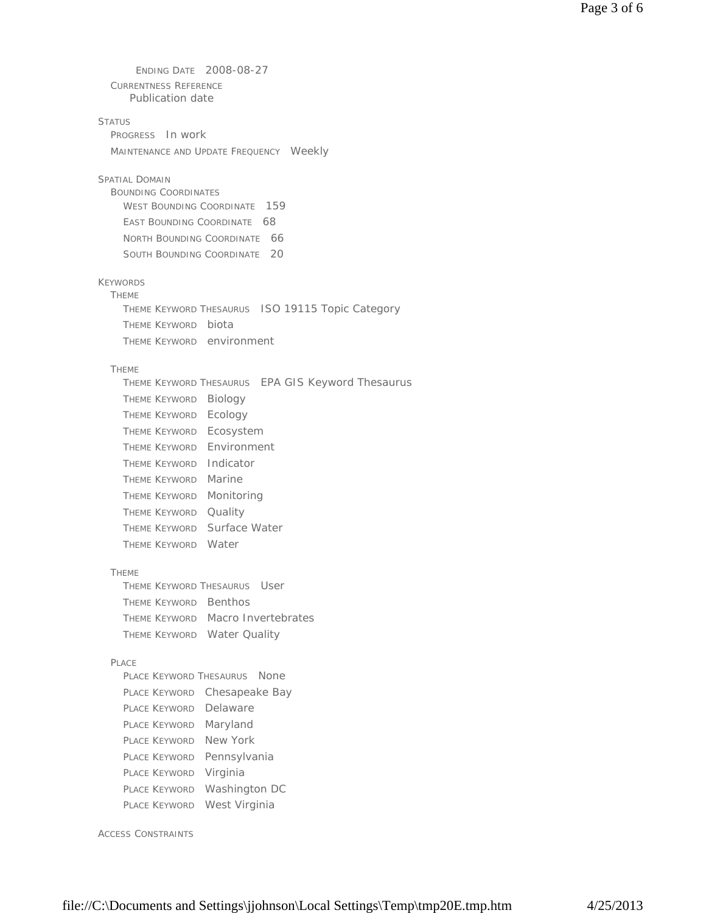ENDING DATE 2008-08-27

CURRENTNESS REFERENCE
Publication date

STATUS
- PROGRESS In work
- MAINTENANCE AND UPDATE FREQUENCY Weekly

SPATIAL DOMAIN
- BOUNDING COORDINATES
  - WEST BOUNDING COORDINATE 159
  - EAST BOUNDING COORDINATE 68
  - NORTH BOUNDING COORDINATE 66
  - SOUTH BOUNDING COORDINATE 20

KEYWORDS
- THEME
  - THEME KEYWORD THESAURUS ISO 19115 Topic Category
  - THEME KEYWORD biota
  - THEME KEYWORD environment
- THEME
  - THEME KEYWORD THESAURUS EPA GIS Keyword Thesaurus
  - THEME KEYWORD Biology
  - THEME KEYWORD Ecology
  - THEME KEYWORD Ecosystem
  - THEME KEYWORD Environment
  - THEME KEYWORD Indicator
  - THEME KEYWORD Marine
  - THEME KEYWORD Monitoring
  - THEME KEYWORD Quality
  - THEME KEYWORD Surface Water
  - THEME KEYWORD Water
- THEME
  - THEME KEYWORD THESAURUS User
  - THEME KEYWORD Benthos
  - THEME KEYWORD Macro Invertebrates
  - THEME KEYWORD Water Quality
- PLACE
  - PLACE KEYWORD THESAURUS None
  - PLACE KEYWORD Chesapeake Bay
  - PLACE KEYWORD Delaware
  - PLACE KEYWORD Maryland
  - PLACE KEYWORD New York
  - PLACE KEYWORD Pennsylvania
  - PLACE KEYWORD Virginia
  - PLACE KEYWORD Washington DC
  - PLACE KEYWORD West Virginia

ACCESS CONSTRAINTS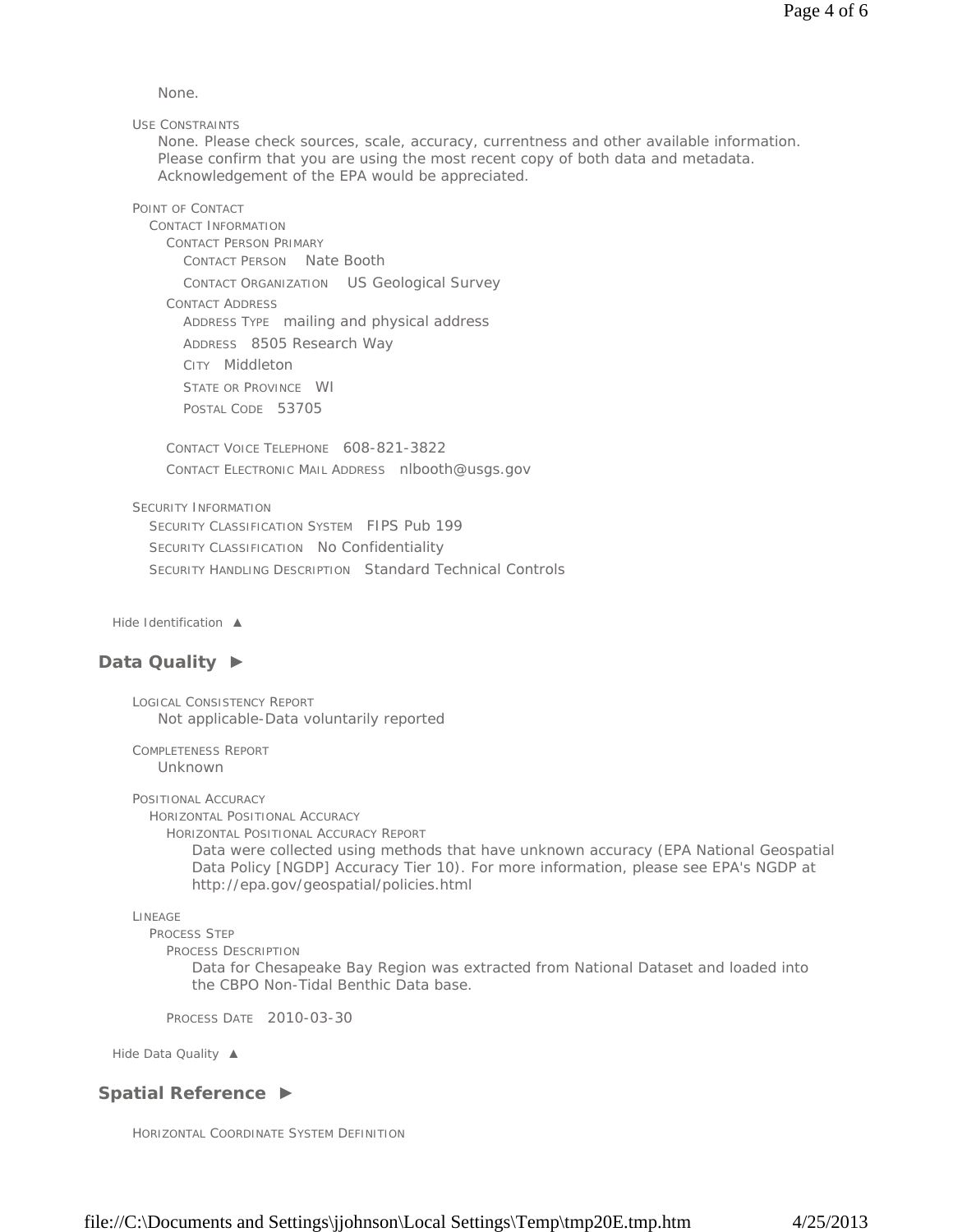None.

USE CONSTRAINTS
None. Please check sources, scale, accuracy, currentness and other available information. Please confirm that you are using the most recent copy of both data and metadata. Acknowledgement of the EPA would be appreciated.

POINT OF CONTACT
- CONTACT INFORMATION
  - CONTACT PERSON PRIMARY
    - CONTACT PERSON Nate Booth
    - CONTACT ORGANIZATION US Geological Survey
  - CONTACT ADDRESS
    - ADDRESS TYPE mailing and physical address
    - ADDRESS 8505 Research Way
    - CITY Middleton
    - STATE OR PROVINCE WI
    - POSTAL CODE 53705
  - CONTACT VOICE TELEPHONE 608-821-3822
  - CONTACT ELECTRONIC MAIL ADDRESS nlbooth@usgs.gov

SECURITY INFORMATION
- SECURITY CLASSIFICATION SYSTEM FIPS Pub 199
- SECURITY CLASSIFICATION No Confidentiality
- SECURITY HANDLING DESCRIPTION Standard Technical Controls

Hide Identification ▲

## Data Quality ►

LOGICAL CONSISTENCY REPORT
Not applicable-Data voluntarily reported

COMPLETENESS REPORT
Unknown

POSITIONAL ACCURACY
- HORIZONTAL POSITIONAL ACCURACY
  - HORIZONTAL POSITIONAL ACCURACY REPORT
    Data were collected using methods that have unknown accuracy (EPA National Geospatial Data Policy [NGDP] Accuracy Tier 10). For more information, please see EPA's NGDP at http://epa.gov/geospatial/policies.html

LINEAGE
- PROCESS STEP
  - PROCESS DESCRIPTION
    Data for Chesapeake Bay Region was extracted from National Dataset and loaded into the CBPO Non-Tidal Benthic Data base.
  - PROCESS DATE 2010-03-30

Hide Data Quality ▲

## Spatial Reference ►

HORIZONTAL COORDINATE SYSTEM DEFINITION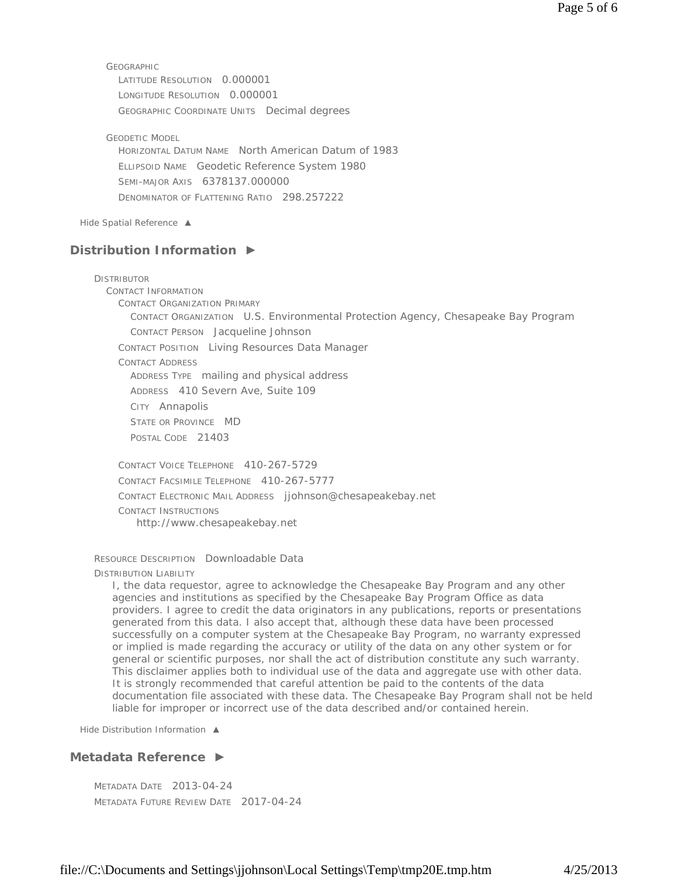GEOGRAPHIC

LATITUDE RESOLUTION 0.000001

LONGITUDE RESOLUTION 0.000001

GEOGRAPHIC COORDINATE UNITS Decimal degrees

GEODETIC MODEL

HORIZONTAL DATUM NAME North American Datum of 1983

ELLIPSOID NAME Geodetic Reference System 1980

SEMI-MAJOR AXIS 6378137.000000

DENOMINATOR OF FLATTENING RATIO 298.257222

Hide Spatial Reference ▲

## Distribution Information ►

DISTRIBUTOR

CONTACT INFORMATION

CONTACT ORGANIZATION PRIMARY

CONTACT ORGANIZATION U.S. Environmental Protection Agency, Chesapeake Bay Program

CONTACT PERSON Jacqueline Johnson

CONTACT POSITION Living Resources Data Manager

CONTACT ADDRESS

ADDRESS TYPE mailing and physical address

ADDRESS 410 Severn Ave, Suite 109

CITY Annapolis

STATE OR PROVINCE MD

POSTAL CODE 21403

CONTACT VOICE TELEPHONE 410-267-5729

CONTACT FACSIMILE TELEPHONE 410-267-5777

CONTACT ELECTRONIC MAIL ADDRESS jjohnson@chesapeakebay.net

CONTACT INSTRUCTIONS

http://www.chesapeakebay.net

RESOURCE DESCRIPTION Downloadable Data

DISTRIBUTION LIABILITY

I, the data requestor, agree to acknowledge the Chesapeake Bay Program and any other agencies and institutions as specified by the Chesapeake Bay Program Office as data providers. I agree to credit the data originators in any publications, reports or presentations generated from this data. I also accept that, although these data have been processed successfully on a computer system at the Chesapeake Bay Program, no warranty expressed or implied is made regarding the accuracy or utility of the data on any other system or for general or scientific purposes, nor shall the act of distribution constitute any such warranty. This disclaimer applies both to individual use of the data and aggregate use with other data. It is strongly recommended that careful attention be paid to the contents of the data documentation file associated with these data. The Chesapeake Bay Program shall not be held liable for improper or incorrect use of the data described and/or contained herein.

Hide Distribution Information ▲

## Metadata Reference ►

METADATA DATE 2013-04-24

METADATA FUTURE REVIEW DATE 2017-04-24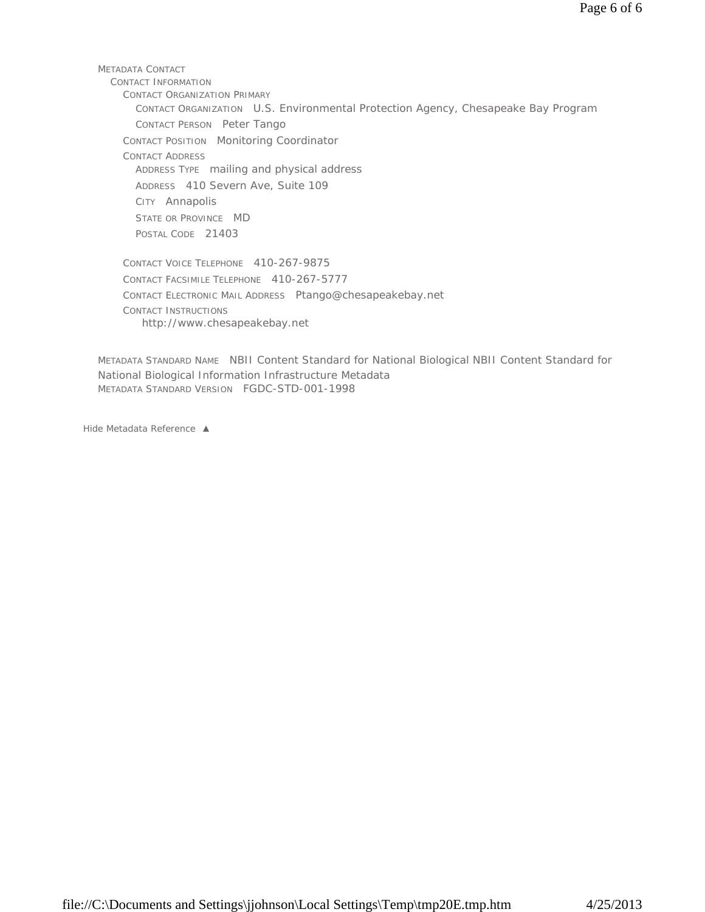METADATA CONTACT
  CONTACT INFORMATION
    CONTACT ORGANIZATION PRIMARY
      CONTACT ORGANIZATION  U.S. Environmental Protection Agency, Chesapeake Bay Program
      CONTACT PERSON  Peter Tango
    CONTACT POSITION  Monitoring Coordinator
    CONTACT ADDRESS
      ADDRESS TYPE  mailing and physical address
      ADDRESS  410 Severn Ave, Suite 109
      CITY  Annapolis
      STATE OR PROVINCE  MD
      POSTAL CODE  21403

    CONTACT VOICE TELEPHONE  410-267-9875
    CONTACT FACSIMILE TELEPHONE  410-267-5777
    CONTACT ELECTRONIC MAIL ADDRESS  Ptango@chesapeakebay.net
    CONTACT INSTRUCTIONS
      http://www.chesapeakebay.net

METADATA STANDARD NAME  NBII Content Standard for National Biological NBII Content Standard for National Biological Information Infrastructure Metadata
METADATA STANDARD VERSION  FGDC-STD-001-1998

Hide Metadata Reference ▲